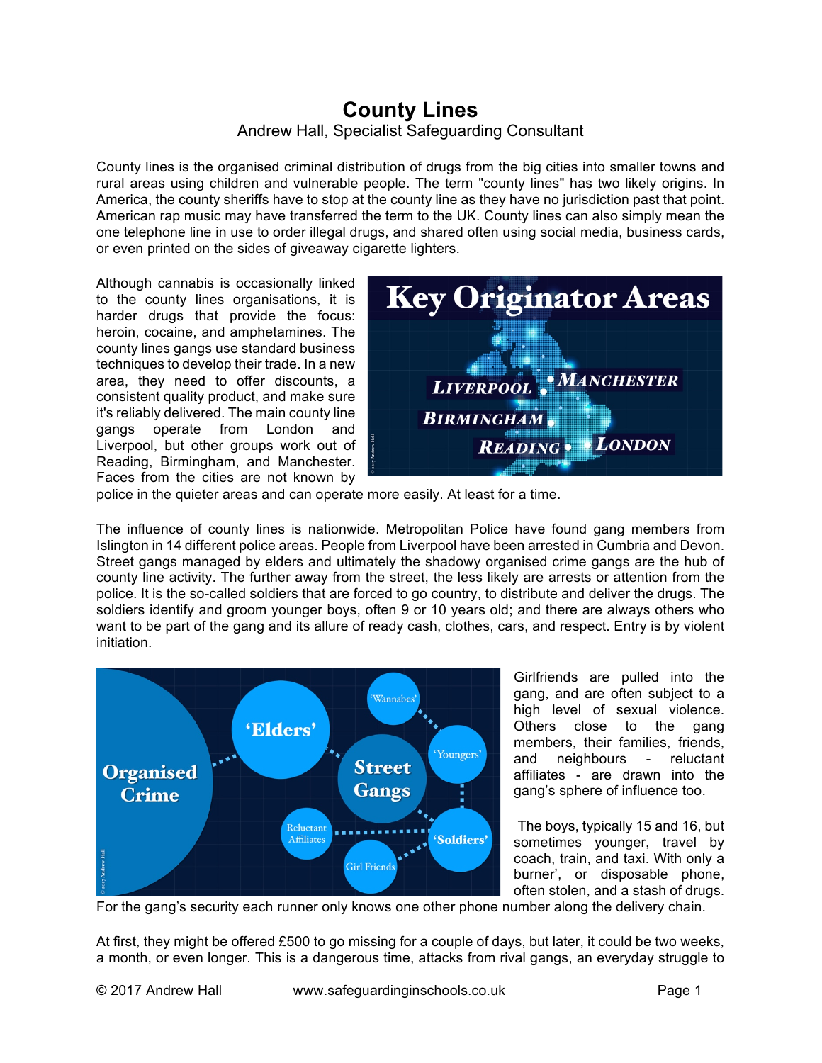# County Lines

Andrew Hall, Specialist Safeguarding Consultant

County lines is the organised criminal distribution of drugs from the big cities into smaller towns and rural areas using children and vulnerable people. The term "county lines" has two likely origins. In America, the county sheriffs have to stop at the county line as they have no jurisdiction past that point. American rap music may have transferred the term to the UK. County lines can also simply mean the one telephone line in use to order illegal drugs, and shared often using social media, business cards, or even printed on the sides of giveaway cigarette lighters.

Although cannabis is occasionally linked to the county lines organisations, it is harder drugs that provide the focus: heroin, cocaine, and amphetamines. The county lines gangs use standard business techniques to develop their trade. In a new area, they need to offer discounts, a consistent quality product, and make sure it's reliably delivered. The main county line gangs operate from London and Liverpool, but other groups work out of Reading, Birmingham, and Manchester. Faces from the cities are not known by police in the quieter areas and can operate more easily. At least for a time.

The influence of county lines is nationwide. Metropolitan Police have found gang members from Islington in 14 different police areas. People from Liverpool have been arrested in Cumbria and Devon. Street gangs managed by elders and ultimately the shadowy organised crime gangs are the hub of county line activity. The further away from the street, the less likely are arrests or attention from the police. It is the so-called soldiers that are forced to go country, to distribute and deliver the drugs. The soldiers identify and groom younger boys, often 9 or 10 years old; and there are always others who want to be part of the gang and its allure of ready cash, clothes, cars, and respect. Entry is by violent initiation.

Girlfriends are pulled into the gang, and are often subject to a high level of sexual violence. Others close to the gang members, their families, friends, and neighbours - reluctant affiliates - are drawn into the gang's sphere of influence too.

The boys, typically 15 and 16, but sometimes younger, travel by coach, train, and taxi. With only a burner', or disposable phone, often stolen, and a stash of drugs. For the gang's security each runner only knows one other phone number along the delivery chain.

At first, they might be offered £500 to go missing for a couple of days, but later, it could be two weeks, a month, or even longer. This is a dangerous time, attacks from rival gangs, an everyday struggle to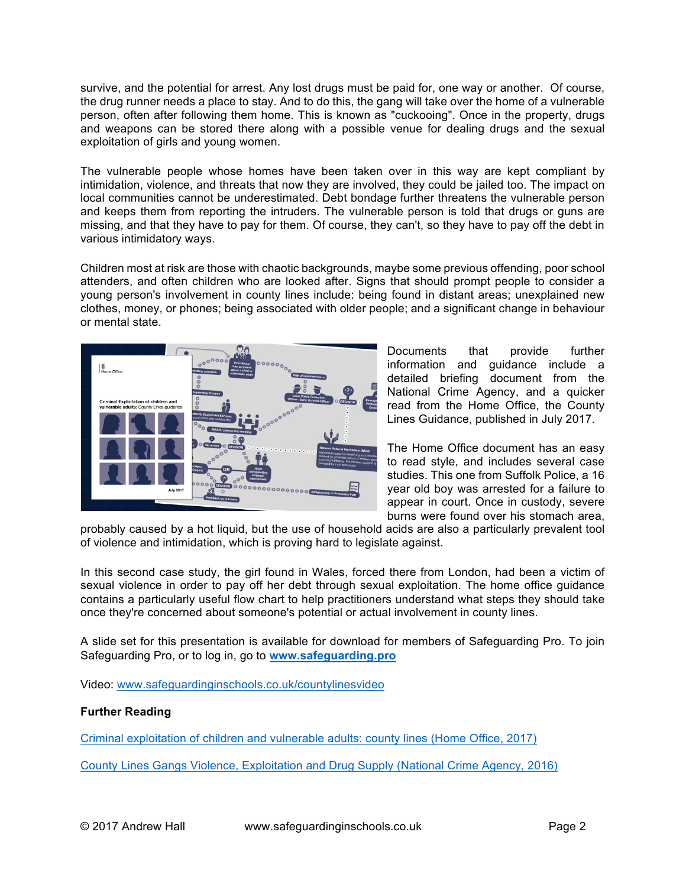survive, and the potential for arrest. Any lost drugs must be paid for, one way or another. Of course, the drug runner needs a place to stay. And to do this, the gang will take over the home of a vulnerable person, often after following them home. This is known as "cuckooing". Once in the property, drugs and weapons can be stored there along with a possible venue for dealing drugs and the sexual exploitation of girls and young women.

The vulnerable people whose homes have been taken over in this way are kept compliant by intimidation, violence, and threats that now they are involved, they could be jailed too. The impact on local communities cannot be underestimated. Debt bondage further threatens the vulnerable person and keeps them from reporting the intruders. The vulnerable person is told that drugs or guns are missing, and that they have to pay for them. Of course, they can't, so they have to pay off the debt in various intimidatory ways.

Children most at risk are those with chaotic backgrounds, maybe some previous offending, poor school attenders, and often children who are looked after. Signs that should prompt people to consider a young person's involvement in county lines include: being found in distant areas; unexplained new clothes, money, or phones; being associated with older people; and a significant change in behaviour or mental state.

Documents that provide further information and guidance include a detailed briefing document from the National Crime Agency, and a quicker read from the Home Office, the County Lines Guidance, published in July 2017.

The Home Office document has an easy to read style, and includes several case studies. This one from Suffolk Police, a 16 year old boy was arrested for a failure to appear in court. Once in custody, severe burns were found over his stomach area, probably caused by a hot liquid, but the use of household acids are also a particularly prevalent tool of violence and intimidation, which is proving hard to legislate against.

In this second case study, the girl found in Wales, forced there from London, had been a victim of sexual violence in order to pay off her debt through sexual exploitation. The home office guidance contains a particularly useful flow chart to help practitioners understand what steps they should take once they're concerned about someone's potential or actual involvement in county lines.

A slide set for this presentation is available for download for members of Safeguarding Pro. To join Safeguarding Pro, or to log in, go to **www.safeguarding.pro**

Video: www.safeguardinginschools.co.uk/countylinesvideo

**Further Reading**

Criminal exploitation of children and vulnerable adults: county lines (Home Office, 2017)

County Lines Gangs Violence, Exploitation and Drug Supply (National Crime Agency, 2016)

© 2017 Andrew Hall www.safeguardinginschools.co.uk